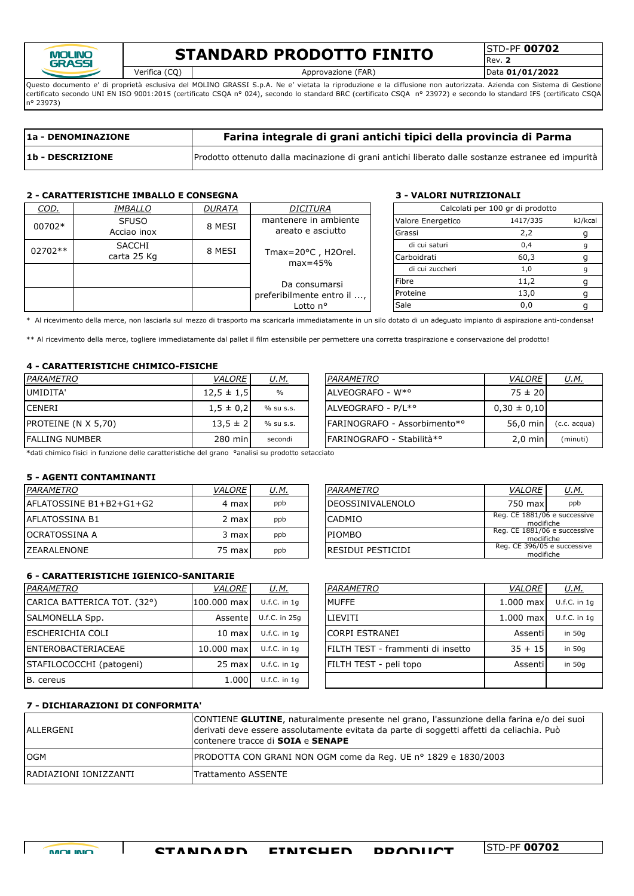# STANDARD PRODOTTO FINITO

| MOLINO GRASSI | STANDARD PRODOTTO FINITO | STD-PF **00702** |
|---|---|---|
| | | Rev. **2** |
| Verifica (CQ) | Approvazione (FAR) | Data **01/01/2022** |

Questo documento e' di proprietà esclusiva del MOLINO GRASSI S.p.A. Ne e' vietata la riproduzione e la diffusione non autorizzata. Azienda con Sistema di Gestione certificato secondo UNI EN ISO 9001:2015 (certificato CSQA n° 024), secondo lo standard BRC (certificato CSQA n° 23972) e secondo lo standard IFS (certificato CSQA n° 23973)

| | |
|---|---|
| **1a - DENOMINAZIONE** | **Farina integrale di grani antichi tipici della provincia di Parma** |
| **1b - DESCRIZIONE** | Prodotto ottenuto dalla macinazione di grani antichi liberato dalle sostanze estranee ed impurità |

## 2 - CARATTERISTICHE IMBALLO E CONSEGNA

| COD. | IMBALLO | DURATA | DICITURA |
|---|---|---|---|
| 00702* | SFUSO Acciao inox | 8 MESI | mantenere in ambiente areato e asciutto |
| 02702** | SACCHI carta 25 Kg | 8 MESI | Tmax=20°C , H2Orel. max=45% |
| | | | Da consumarsi preferibilmente entro il ..., Lotto n° |

## 3 - VALORI NUTRIZIONALI

| Calcolati per 100 gr di prodotto | | |
|---|---|---|
| Valore Energetico | 1417/335 | kJ/kcal |
| Grassi | 2,2 | g |
| di cui saturi | 0,4 | g |
| Carboidrati | 60,3 | g |
| di cui zuccheri | 1,0 | g |
| Fibre | 11,2 | g |
| Proteine | 13,0 | g |
| Sale | 0,0 | g |

\* Al ricevimento della merce, non lasciarla sul mezzo di trasporto ma scaricarla immediatamente in un silo dotato di un adeguato impianto di aspirazione anti-condensa!

\*\* Al ricevimento della merce, togliere immediatamente dal pallet il film estensibile per permettere una corretta traspirazione e conservazione del prodotto!

## 4 - CARATTERISTICHE CHIMICO-FISICHE

| PARAMETRO | VALORE | U.M. |
|---|---|---|
| UMIDITA' | 12,5 ± 1,5 | % |
| CENERI | 1,5 ± 0,2 | % su s.s. |
| PROTEINE (N X 5,70) | 13,5 ± 2 | % su s.s. |
| FALLING NUMBER | 280 min | secondi |

| PARAMETRO | VALORE | U.M. |
|---|---|---|
| ALVEOGRAFO - W*° | 75 ± 20 | |
| ALVEOGRAFO - P/L*° | 0,30 ± 0,10 | |
| FARINOGRAFO - Assorbimento*° | 56,0 min | (c.c. acqua) |
| FARINOGRAFO - Stabilità*° | 2,0 min | (minuti) |

*dati chimico fisici in funzione delle caratteristiche del grano °analisi su prodotto setacciato

## 5 - AGENTI CONTAMINANTI

| PARAMETRO | VALORE | U.M. |
|---|---|---|
| AFLATOSSINE B1+B2+G1+G2 | 4 max | ppb |
| AFLATOSSINA B1 | 2 max | ppb |
| OCRATOSSINA A | 3 max | ppb |
| ZEARALENONE | 75 max | ppb |

| PARAMETRO | VALORE | U.M. |
|---|---|---|
| DEOSSINIVALENOLO | 750 max | ppb |
| CADMIO | Reg. CE 1881/06 e successive modifiche | |
| PIOMBO | Reg. CE 1881/06 e successive modifiche | |
| RESIDUI PESTICIDI | Reg. CE 396/05 e successive modifiche | |

## 6 - CARATTERISTICHE IGIENICO-SANITARIE

| PARAMETRO | VALORE | U.M. |
|---|---|---|
| CARICA BATTERICA TOT. (32°) | 100.000 max | U.f.C. in 1g |
| SALMONELLA Spp. | Assente | U.f.C. in 25g |
| ESCHERICHIA COLI | 10 max | U.f.C. in 1g |
| ENTEROBACTERIACEAE | 10.000 max | U.f.C. in 1g |
| STAFILOCOCCHI (patogeni) | 25 max | U.f.C. in 1g |
| B. cereus | 1.000 | U.f.C. in 1g |

| PARAMETRO | VALORE | U.M. |
|---|---|---|
| MUFFE | 1.000 max | U.f.C. in 1g |
| LIEVITI | 1.000 max | U.f.C. in 1g |
| CORPI ESTRANEI | Assenti | in 50g |
| FILTH TEST - frammenti di insetto | 35 + 15 | in 50g |
| FILTH TEST - peli topo | Assenti | in 50g |

## 7 - DICHIARAZIONI DI CONFORMITA'

| | |
|---|---|
| ALLERGENI | CONTIENE **GLUTINE**, naturalmente presente nel grano, l'assunzione della farina e/o dei suoi derivati deve essere assolutamente evitata da parte di soggetti affetti da celiachia. Può contenere tracce di **SOIA** e **SENAPE** |
| OGM | PRODOTTA CON GRANI NON OGM come da Reg. UE n° 1829 e 1830/2003 |
| RADIAZIONI IONIZZANTI | Trattamento ASSENTE |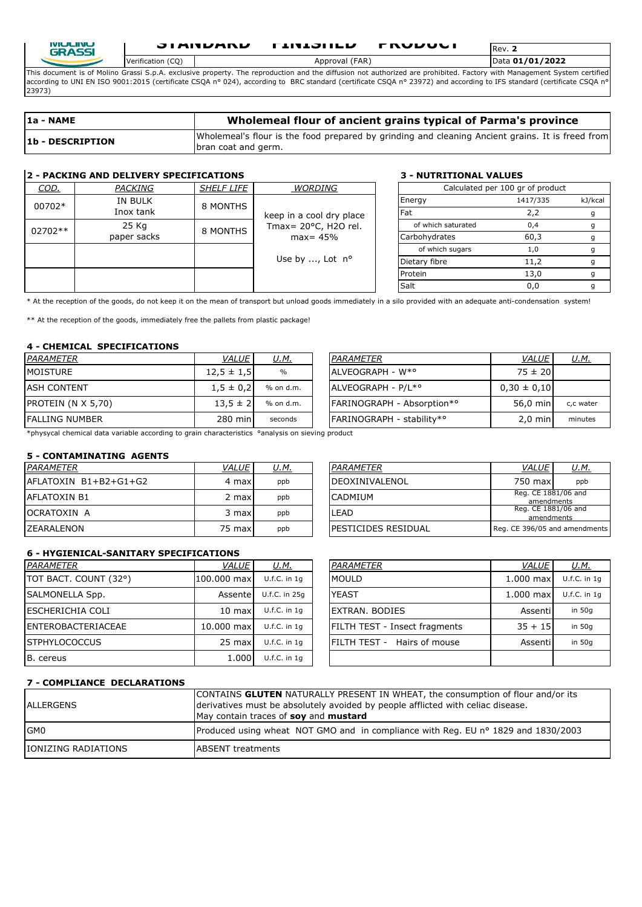| MOLINO GRASSI | STANDARD FINISHED PRODUCT | | Rev. **2** |
|---|---|---|---|
| | Verification (CQ) | Approval (FAR) | Data **01/01/2022** |

This document is of Molino Grassi S.p.A. exclusive property. The reproduction and the diffusion not authorized are prohibited. Factory with Management System certified according to UNI EN ISO 9001:2015 (certificate CSQA n° 024), according to BRC standard (certificate CSQA n° 23972) and according to IFS standard (certificate CSQA n° 23973)

| | |
|---|---|
| **1a - NAME** | **Wholemeal flour of ancient grains typical of Parma's province** |
| **1b - DESCRIPTION** | Wholemeal's flour is the food prepared by grinding and cleaning Ancient grains. It is freed from bran coat and germ. |

## 2 - PACKING AND DELIVERY SPECIFICATIONS

| COD. | PACKING | SHELF LIFE | WORDING |
|---|---|---|---|
| 00702* | IN BULK Inox tank | 8 MONTHS | keep in a cool dry place Tmax= 20°C, H2O rel. max= 45% |
| 02702** | 25 Kg paper sacks | 8 MONTHS | |
| | | | Use by ..., Lot n° |
| | | | |

## 3 - NUTRITIONAL VALUES

| Calculated per 100 gr of product | | |
|---|---|---|
| Energy | 1417/335 | kJ/kcal |
| Fat | 2,2 | g |
| of which saturated | 0,4 | g |
| Carbohydrates | 60,3 | g |
| of which sugars | 1,0 | g |
| Dietary fibre | 11,2 | g |
| Protein | 13,0 | g |
| Salt | 0,0 | g |

* At the reception of the goods, do not keep it on the mean of transport but unload goods immediately in a silo provided with an adequate anti-condensation system!

** At the reception of the goods, immediately free the pallets from plastic package!

## 4 - CHEMICAL SPECIFICATIONS

| PARAMETER | VALUE | U.M. | PARAMETER | VALUE | U.M. |
|---|---|---|---|---|---|
| MOISTURE | 12,5 ± 1,5 | % | ALVEOGRAPH - W*° | 75 ± 20 | |
| ASH CONTENT | 1,5 ± 0,2 | % on d.m. | ALVEOGRAPH - P/L*° | 0,30 ± 0,10 | |
| PROTEIN (N X 5,70) | 13,5 ± 2 | % on d.m. | FARINOGRAPH - Absorption*° | 56,0 min | c,c water |
| FALLING NUMBER | 280 min | seconds | FARINOGRAPH - stability*° | 2,0 min | minutes |

*physycal chemical data variable according to grain characteristics °analysis on sieving product

## 5 - CONTAMINATING AGENTS

| PARAMETER | VALUE | U.M. | PARAMETER | VALUE | U.M. |
|---|---|---|---|---|---|
| AFLATOXIN B1+B2+G1+G2 | 4 max | ppb | DEOXINIVALENOL | 750 max | ppb |
| AFLATOXIN B1 | 2 max | ppb | CADMIUM | Reg. CE 1881/06 and amendments | |
| OCRATOXIN A | 3 max | ppb | LEAD | Reg. CE 1881/06 and amendments | |
| ZEARALENON | 75 max | ppb | PESTICIDES RESIDUAL | Reg. CE 396/05 and amendments | |

## 6 - HYGIENICAL-SANITARY SPECIFICATIONS

| PARAMETER | VALUE | U.M. | PARAMETER | VALUE | U.M. |
|---|---|---|---|---|---|
| TOT BACT. COUNT (32°) | 100.000 max | U.f.C. in 1g | MOULD | 1.000 max | U.f.C. in 1g |
| SALMONELLA Spp. | Assente | U.f.C. in 25g | YEAST | 1.000 max | U.f.C. in 1g |
| ESCHERICHIA COLI | 10 max | U.f.C. in 1g | EXTRAN. BODIES | Assenti | in 50g |
| ENTEROBACTERIACEAE | 10.000 max | U.f.C. in 1g | FILTH TEST - Insect fragments | 35 + 15 | in 50g |
| STPHYLOCOCCUS | 25 max | U.f.C. in 1g | FILTH TEST - Hairs of mouse | Assenti | in 50g |
| B. cereus | 1.000 | U.f.C. in 1g | | | |

## 7 - COMPLIANCE DECLARATIONS

| | |
|---|---|
| ALLERGENS | CONTAINS **GLUTEN** NATURALLY PRESENT IN WHEAT, the consumption of flour and/or its derivatives must be absolutely avoided by people afflicted with celiac disease. May contain traces of **soy** and **mustard** |
| GM0 | Produced using wheat NOT GMO and in compliance with Reg. EU n° 1829 and 1830/2003 |
| IONIZING RADIATIONS | ABSENT treatments |